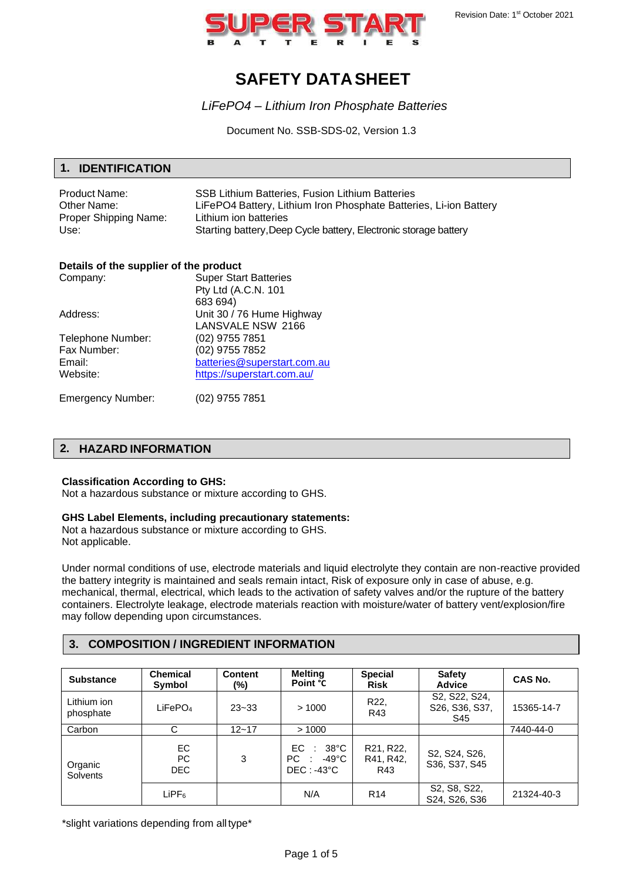Revision Date: 1st October 2021

SUPER START BATTERIES

# SAFETY DATA SHEET

*LiFePO4 – Lithium Iron Phosphate Batteries*

Document No. SSB-SDS-02, Version 1.3

## 1. IDENTIFICATION

| | |
|---|---|
| Product Name: | SSB Lithium Batteries, Fusion Lithium Batteries |
| Other Name: | LiFePO4 Battery, Lithium Iron Phosphate Batteries, Li-ion Battery |
| Proper Shipping Name: | Lithium ion batteries |
| Use: | Starting battery, Deep Cycle battery, Electronic storage battery |

**Details of the supplier of the product**

| | |
|---|---|
| Company: | Super Start Batteries Pty Ltd (A.C.N. 101 683 694) |
| Address: | Unit 30 / 76 Hume Highway LANSVALE NSW 2166 |
| Telephone Number: | (02) 9755 7851 |
| Fax Number: | (02) 9755 7852 |
| Email: | batteries@superstart.com.au |
| Website: | https://superstart.com.au/ |
| Emergency Number: | (02) 9755 7851 |

## 2. HAZARD INFORMATION

**Classification According to GHS:**
Not a hazardous substance or mixture according to GHS.

**GHS Label Elements, including precautionary statements:**
Not a hazardous substance or mixture according to GHS.
Not applicable.

Under normal conditions of use, electrode materials and liquid electrolyte they contain are non-reactive provided the battery integrity is maintained and seals remain intact, Risk of exposure only in case of abuse, e.g. mechanical, thermal, electrical, which leads to the activation of safety valves and/or the rupture of the battery containers. Electrolyte leakage, electrode materials reaction with moisture/water of battery vent/explosion/fire may follow depending upon circumstances.

## 3. COMPOSITION / INGREDIENT INFORMATION

| Substance | Chemical Symbol | Content (%) | Melting Point ℃ | Special Risk | Safety Advice | CAS No. |
|---|---|---|---|---|---|---|
| Lithium ion phosphate | $LiFePO_4$ | 23~33 | > 1000 | R22, R43 | S2, S22, S24, S26, S36, S37, S45 | 15365-14-7 |
| Carbon | C | 12~17 | > 1000 | | | 7440-44-0 |
| Organic Solvents | EC<br>PC<br>DEC | 3 | EC : 38°C<br>PC : -49°C<br>DEC : -43°C | R21, R22, R41, R42, R43 | S2, S24, S26, S36, S37, S45 | |
| | $LiPF_6$ | | N/A | R14 | S2, S8, S22, S24, S26, S36 | 21324-40-3 |

*slight variations depending from all type*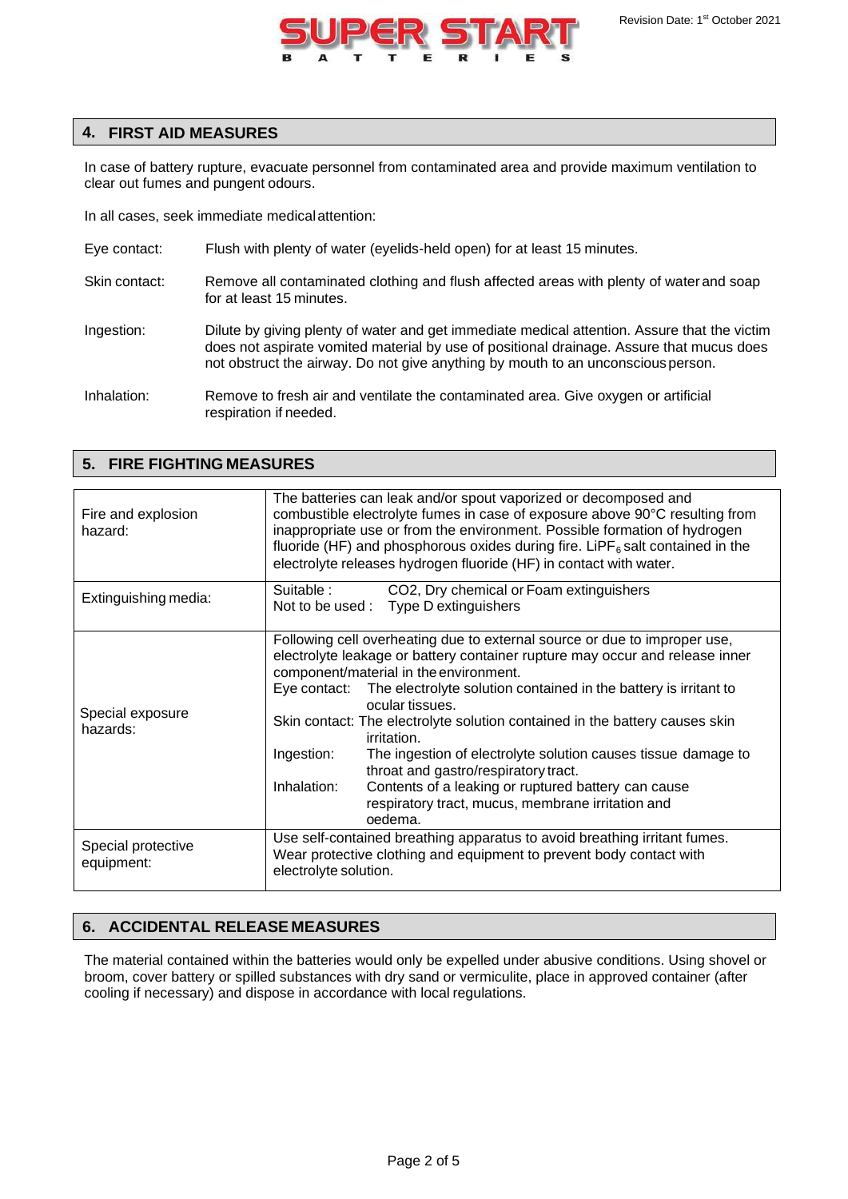## 4. FIRST AID MEASURES

In case of battery rupture, evacuate personnel from contaminated area and provide maximum ventilation to clear out fumes and pungent odours.

In all cases, seek immediate medical attention:

| | |
|---|---|
| Eye contact: | Flush with plenty of water (eyelids-held open) for at least 15 minutes. |
| Skin contact: | Remove all contaminated clothing and flush affected areas with plenty of water and soap for at least 15 minutes. |
| Ingestion: | Dilute by giving plenty of water and get immediate medical attention. Assure that the victim does not aspirate vomited material by use of positional drainage. Assure that mucus does not obstruct the airway. Do not give anything by mouth to an unconscious person. |
| Inhalation: | Remove to fresh air and ventilate the contaminated area. Give oxygen or artificial respiration if needed. |

## 5. FIRE FIGHTING MEASURES

| | |
|---|---|
| Fire and explosion hazard: | The batteries can leak and/or spout vaporized or decomposed and combustible electrolyte fumes in case of exposure above 90°C resulting from inappropriate use or from the environment. Possible formation of hydrogen fluoride (HF) and phosphorous oxides during fire. $LiPF_6$ salt contained in the electrolyte releases hydrogen fluoride (HF) in contact with water. |
| Extinguishing media: | Suitable : CO2, Dry chemical or Foam extinguishers<br>Not to be used : Type D extinguishers |
| Special exposure hazards: | Following cell overheating due to external source or due to improper use, electrolyte leakage or battery container rupture may occur and release inner component/material in the environment.<br>Eye contact: The electrolyte solution contained in the battery is irritant to ocular tissues.<br>Skin contact: The electrolyte solution contained in the battery causes skin irritation.<br>Ingestion: The ingestion of electrolyte solution causes tissue damage to throat and gastro/respiratory tract.<br>Inhalation: Contents of a leaking or ruptured battery can cause respiratory tract, mucus, membrane irritation and oedema. |
| Special protective equipment: | Use self-contained breathing apparatus to avoid breathing irritant fumes. Wear protective clothing and equipment to prevent body contact with electrolyte solution. |

## 6. ACCIDENTAL RELEASE MEASURES

The material contained within the batteries would only be expelled under abusive conditions. Using shovel or broom, cover battery or spilled substances with dry sand or vermiculite, place in approved container (after cooling if necessary) and dispose in accordance with local regulations.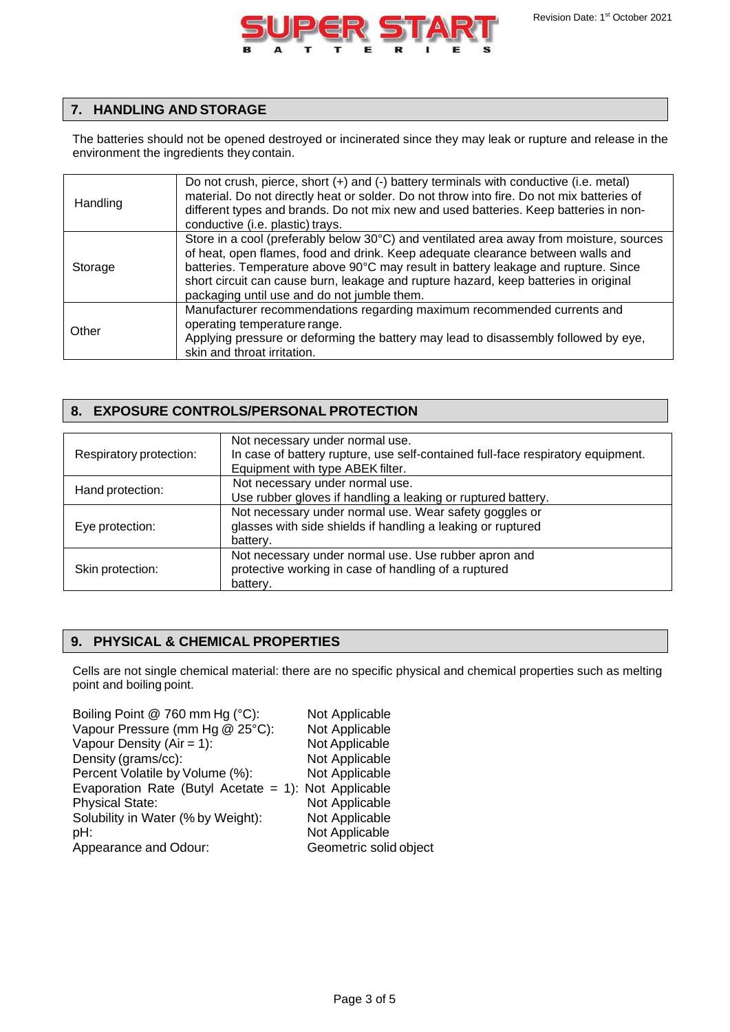## 7. HANDLING AND STORAGE

The batteries should not be opened destroyed or incinerated since they may leak or rupture and release in the environment the ingredients they contain.

| | |
|---|---|
| Handling | Do not crush, pierce, short (+) and (-) battery terminals with conductive (i.e. metal) material. Do not directly heat or solder. Do not throw into fire. Do not mix batteries of different types and brands. Do not mix new and used batteries. Keep batteries in non-conductive (i.e. plastic) trays. |
| Storage | Store in a cool (preferably below 30°C) and ventilated area away from moisture, sources of heat, open flames, food and drink. Keep adequate clearance between walls and batteries. Temperature above 90°C may result in battery leakage and rupture. Since short circuit can cause burn, leakage and rupture hazard, keep batteries in original packaging until use and do not jumble them. |
| Other | Manufacturer recommendations regarding maximum recommended currents and operating temperature range.<br>Applying pressure or deforming the battery may lead to disassembly followed by eye, skin and throat irritation. |

## 8. EXPOSURE CONTROLS/PERSONAL PROTECTION

| | |
|---|---|
| Respiratory protection: | Not necessary under normal use.<br>In case of battery rupture, use self-contained full-face respiratory equipment. Equipment with type ABEK filter. |
| Hand protection: | Not necessary under normal use.<br>Use rubber gloves if handling a leaking or ruptured battery. |
| Eye protection: | Not necessary under normal use. Wear safety goggles or glasses with side shields if handling a leaking or ruptured battery. |
| Skin protection: | Not necessary under normal use. Use rubber apron and protective working in case of handling of a ruptured battery. |

## 9. PHYSICAL & CHEMICAL PROPERTIES

Cells are not single chemical material: there are no specific physical and chemical properties such as melting point and boiling point.

| | |
|---|---|
| Boiling Point @ 760 mm Hg (°C): | Not Applicable |
| Vapour Pressure (mm Hg @ 25°C): | Not Applicable |
| Vapour Density (Air = 1): | Not Applicable |
| Density (grams/cc): | Not Applicable |
| Percent Volatile by Volume (%): | Not Applicable |
| Evaporation Rate (Butyl Acetate = 1): | Not Applicable |
| Physical State: | Not Applicable |
| Solubility in Water (% by Weight): | Not Applicable |
| pH: | Not Applicable |
| Appearance and Odour: | Geometric solid object |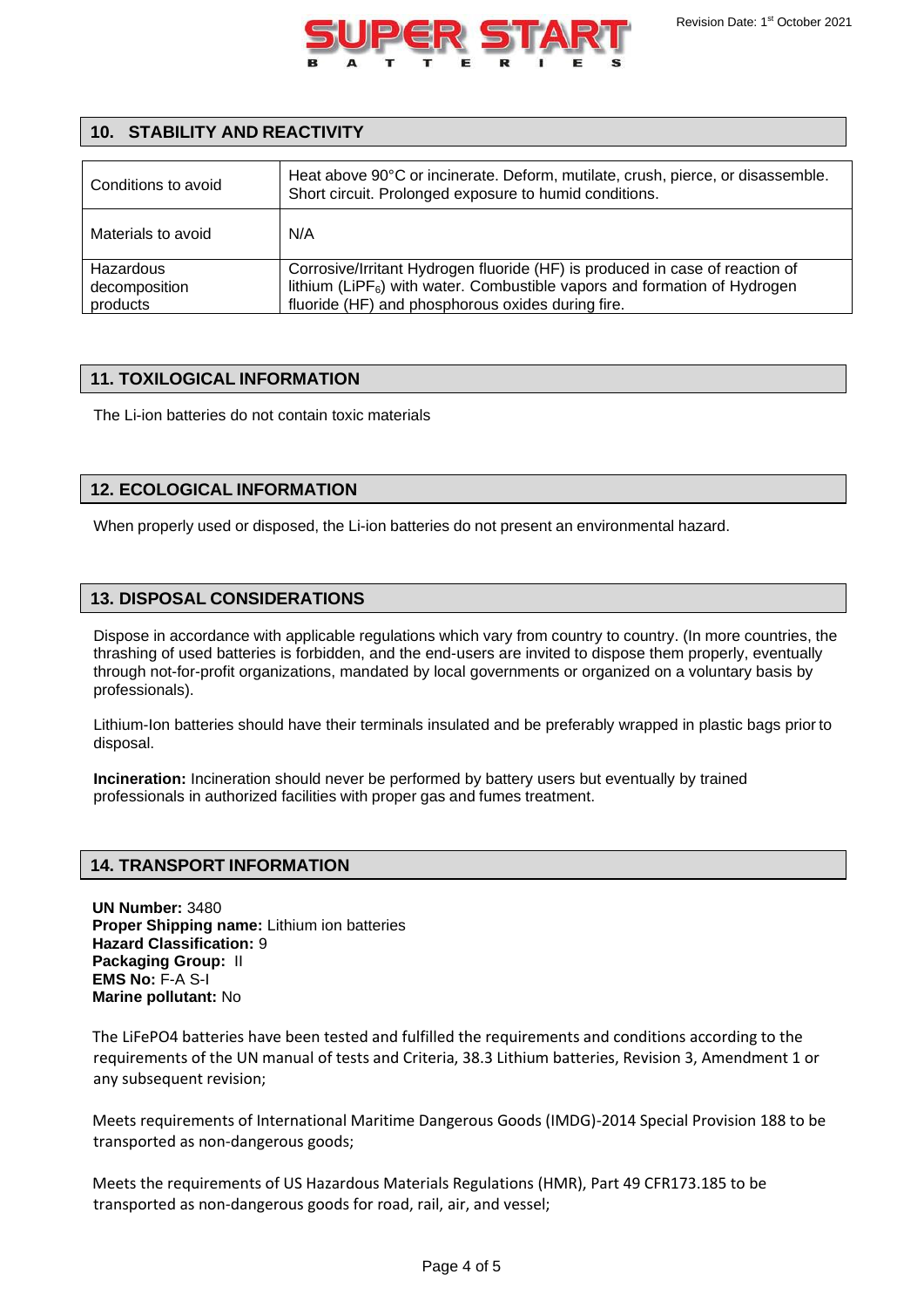## 10. STABILITY AND REACTIVITY

| Conditions to avoid | Heat above 90°C or incinerate. Deform, mutilate, crush, pierce, or disassemble. Short circuit. Prolonged exposure to humid conditions. |
| --- | --- |
| Materials to avoid | N/A |
| Hazardous decomposition products | Corrosive/Irritant Hydrogen fluoride (HF) is produced in case of reaction of lithium ($LiPF_6$) with water. Combustible vapors and formation of Hydrogen fluoride (HF) and phosphorous oxides during fire. |

## 11. TOXILOGICAL INFORMATION

The Li-ion batteries do not contain toxic materials

## 12. ECOLOGICAL INFORMATION

When properly used or disposed, the Li-ion batteries do not present an environmental hazard.

## 13. DISPOSAL CONSIDERATIONS

Dispose in accordance with applicable regulations which vary from country to country. (In more countries, the thrashing of used batteries is forbidden, and the end-users are invited to dispose them properly, eventually through not-for-profit organizations, mandated by local governments or organized on a voluntary basis by professionals).

Lithium-Ion batteries should have their terminals insulated and be preferably wrapped in plastic bags prior to disposal.

**Incineration:** Incineration should never be performed by battery users but eventually by trained professionals in authorized facilities with proper gas and fumes treatment.

## 14. TRANSPORT INFORMATION

**UN Number:** 3480
**Proper Shipping name:** Lithium ion batteries
**Hazard Classification:** 9
**Packaging Group:** II
**EMS No:** F-A S-I
**Marine pollutant:** No

The LiFePO4 batteries have been tested and fulfilled the requirements and conditions according to the requirements of the UN manual of tests and Criteria, 38.3 Lithium batteries, Revision 3, Amendment 1 or any subsequent revision;

Meets requirements of International Maritime Dangerous Goods (IMDG)-2014 Special Provision 188 to be transported as non-dangerous goods;

Meets the requirements of US Hazardous Materials Regulations (HMR), Part 49 CFR173.185 to be transported as non-dangerous goods for road, rail, air, and vessel;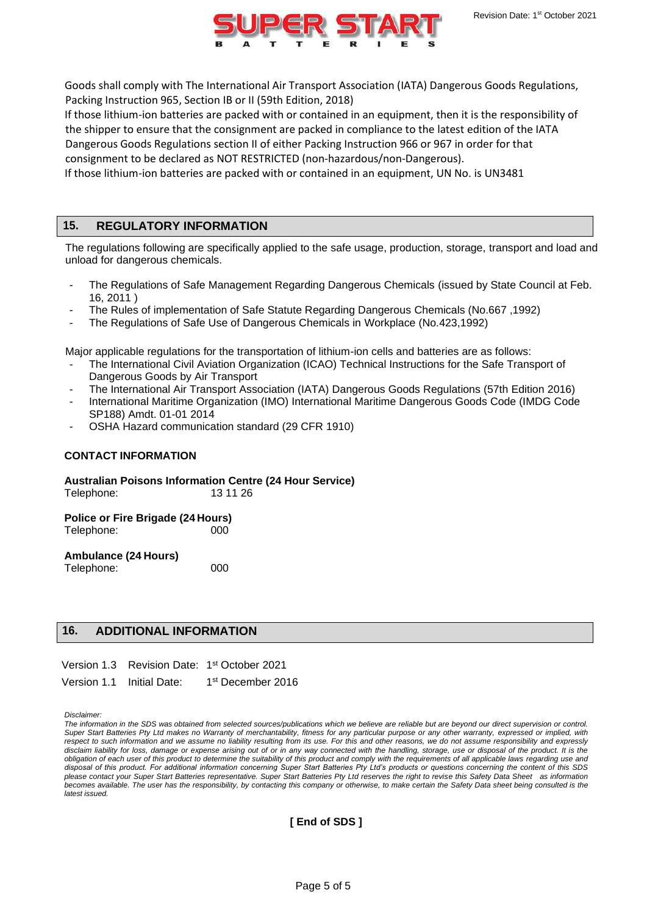Goods shall comply with The International Air Transport Association (IATA) Dangerous Goods Regulations, Packing Instruction 965, Section IB or II (59th Edition, 2018)

If those lithium-ion batteries are packed with or contained in an equipment, then it is the responsibility of the shipper to ensure that the consignment are packed in compliance to the latest edition of the IATA Dangerous Goods Regulations section II of either Packing Instruction 966 or 967 in order for that consignment to be declared as NOT RESTRICTED (non-hazardous/non-Dangerous).

If those lithium-ion batteries are packed with or contained in an equipment, UN No. is UN3481

## 15. REGULATORY INFORMATION

The regulations following are specifically applied to the safe usage, production, storage, transport and load and unload for dangerous chemicals.

- The Regulations of Safe Management Regarding Dangerous Chemicals (issued by State Council at Feb. 16, 2011 )
- The Rules of implementation of Safe Statute Regarding Dangerous Chemicals (No.667 ,1992)
- The Regulations of Safe Use of Dangerous Chemicals in Workplace (No.423,1992)

Major applicable regulations for the transportation of lithium-ion cells and batteries are as follows:

- The International Civil Aviation Organization (ICAO) Technical Instructions for the Safe Transport of Dangerous Goods by Air Transport
- The International Air Transport Association (IATA) Dangerous Goods Regulations (57th Edition 2016)
- International Maritime Organization (IMO) International Maritime Dangerous Goods Code (IMDG Code SP188) Amdt. 01-01 2014
- OSHA Hazard communication standard (29 CFR 1910)

### CONTACT INFORMATION

**Australian Poisons Information Centre (24 Hour Service)**
Telephone: 13 11 26

**Police or Fire Brigade (24 Hours)**
Telephone: 000

**Ambulance (24 Hours)**
Telephone: 000

## 16. ADDITIONAL INFORMATION

Version 1.3 Revision Date: 1st October 2021

Version 1.1 Initial Date: 1st December 2016

*Disclaimer:*

*The information in the SDS was obtained from selected sources/publications which we believe are reliable but are beyond our direct supervision or control. Super Start Batteries Pty Ltd makes no Warranty of merchantability, fitness for any particular purpose or any other warranty, expressed or implied, with respect to such information and we assume no liability resulting from its use. For this and other reasons, we do not assume responsibility and expressly disclaim liability for loss, damage or expense arising out of or in any way connected with the handling, storage, use or disposal of the product. It is the obligation of each user of this product to determine the suitability of this product and comply with the requirements of all applicable laws regarding use and disposal of this product. For additional information concerning Super Start Batteries Pty Ltd's products or questions concerning the content of this SDS please contact your Super Start Batteries representative. Super Start Batteries Pty Ltd reserves the right to revise this Safety Data Sheet as information becomes available. The user has the responsibility, by contacting this company or otherwise, to make certain the Safety Data sheet being consulted is the latest issued.*

**[ End of SDS ]**